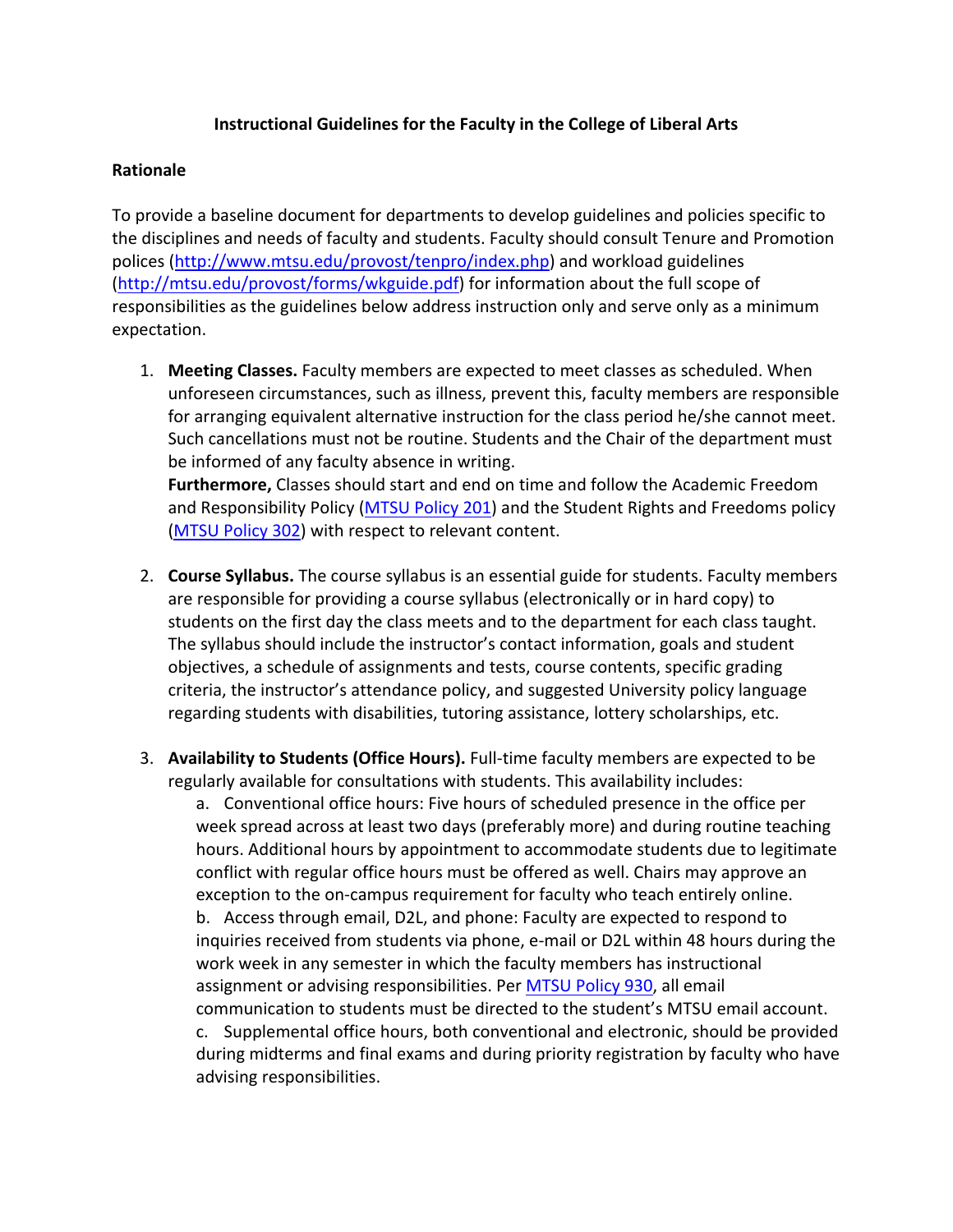# Instructional Guidelines for the Faculty in the College of Liberal Arts

## Rationale

To provide a baseline document for departments to develop guidelines and policies specific to the disciplines and needs of faculty and students. Faculty should consult Tenure and Promotion polices (http://www.mtsu.edu/provost/tenpro/index.php) and workload guidelines (http://mtsu.edu/provost/forms/wkguide.pdf) for information about the full scope of responsibilities as the guidelines below address instruction only and serve only as a minimum expectation.

1. **Meeting Classes.** Faculty members are expected to meet classes as scheduled. When unforeseen circumstances, such as illness, prevent this, faculty members are responsible for arranging equivalent alternative instruction for the class period he/she cannot meet. Such cancellations must not be routine. Students and the Chair of the department must be informed of any faculty absence in writing.
   **Furthermore,** Classes should start and end on time and follow the Academic Freedom and Responsibility Policy (MTSU Policy 201) and the Student Rights and Freedoms policy (MTSU Policy 302) with respect to relevant content.

2. **Course Syllabus.** The course syllabus is an essential guide for students. Faculty members are responsible for providing a course syllabus (electronically or in hard copy) to students on the first day the class meets and to the department for each class taught. The syllabus should include the instructor's contact information, goals and student objectives, a schedule of assignments and tests, course contents, specific grading criteria, the instructor's attendance policy, and suggested University policy language regarding students with disabilities, tutoring assistance, lottery scholarships, etc.

3. **Availability to Students (Office Hours).** Full-time faculty members are expected to be regularly available for consultations with students. This availability includes:
   a. Conventional office hours: Five hours of scheduled presence in the office per week spread across at least two days (preferably more) and during routine teaching hours. Additional hours by appointment to accommodate students due to legitimate conflict with regular office hours must be offered as well. Chairs may approve an exception to the on-campus requirement for faculty who teach entirely online.
   b. Access through email, D2L, and phone: Faculty are expected to respond to inquiries received from students via phone, e-mail or D2L within 48 hours during the work week in any semester in which the faculty members has instructional assignment or advising responsibilities. Per MTSU Policy 930, all email communication to students must be directed to the student's MTSU email account.
   c. Supplemental office hours, both conventional and electronic, should be provided during midterms and final exams and during priority registration by faculty who have advising responsibilities.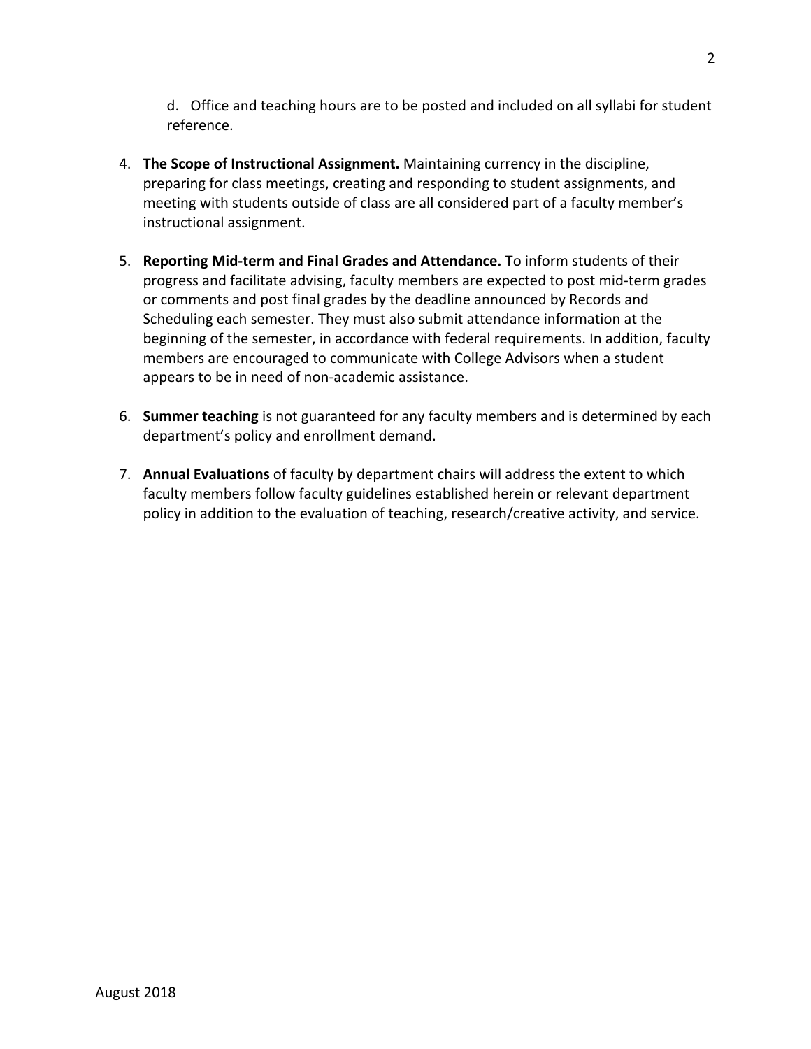d. Office and teaching hours are to be posted and included on all syllabi for student reference.

4. **The Scope of Instructional Assignment.** Maintaining currency in the discipline, preparing for class meetings, creating and responding to student assignments, and meeting with students outside of class are all considered part of a faculty member's instructional assignment.

5. **Reporting Mid-term and Final Grades and Attendance.** To inform students of their progress and facilitate advising, faculty members are expected to post mid-term grades or comments and post final grades by the deadline announced by Records and Scheduling each semester. They must also submit attendance information at the beginning of the semester, in accordance with federal requirements. In addition, faculty members are encouraged to communicate with College Advisors when a student appears to be in need of non-academic assistance.

6. **Summer teaching** is not guaranteed for any faculty members and is determined by each department's policy and enrollment demand.

7. **Annual Evaluations** of faculty by department chairs will address the extent to which faculty members follow faculty guidelines established herein or relevant department policy in addition to the evaluation of teaching, research/creative activity, and service.

August 2018